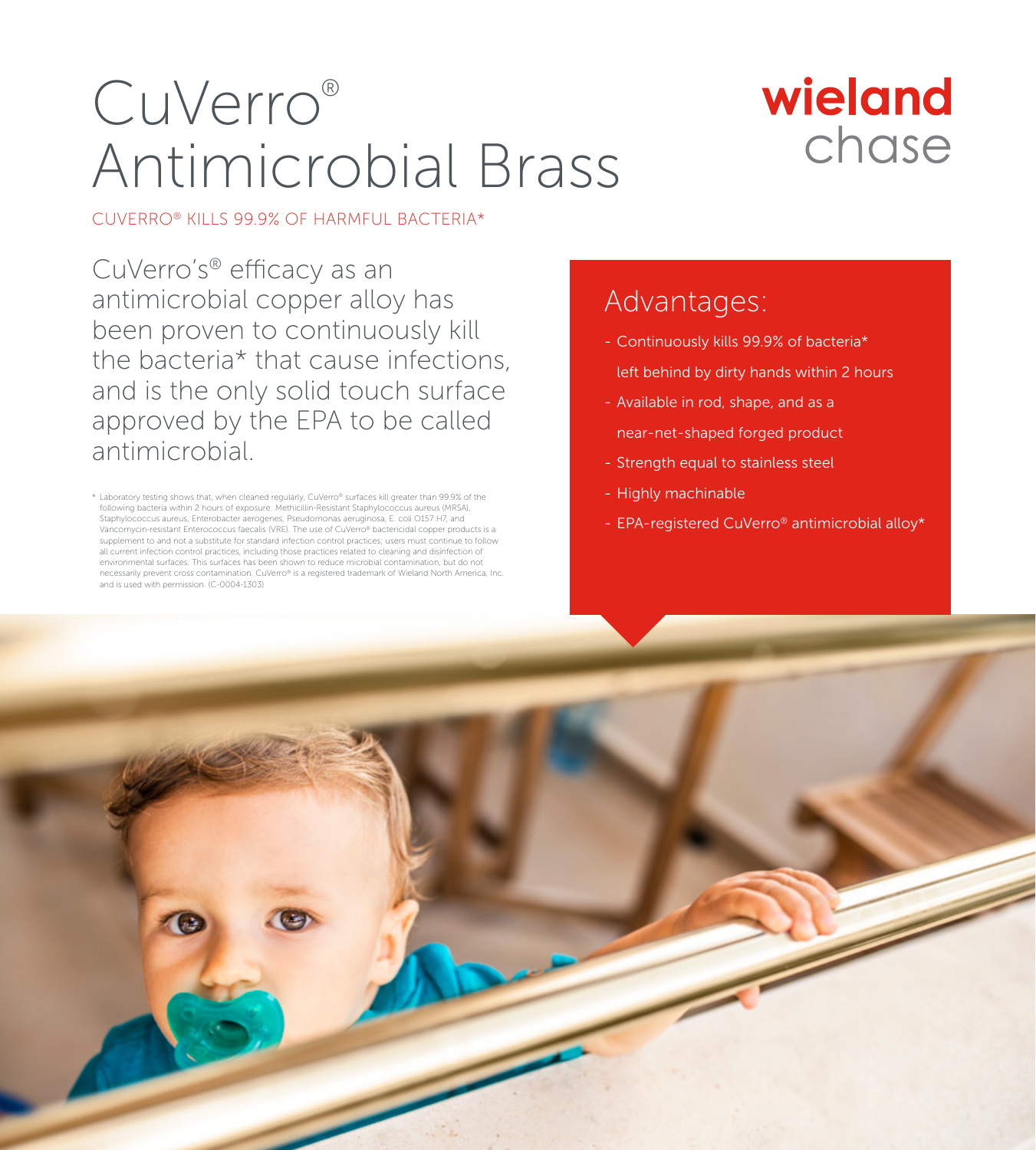# CuVerro® Antimicrobial Brass

wieland chase

CUVERRO® KILLS 99.9% OF HARMFUL BACTERIA*

CuVerro's® efficacy as an antimicrobial copper alloy has been proven to continuously kill the bacteria* that cause infections, and is the only solid touch surface approved by the EPA to be called antimicrobial.

\* Laboratory testing shows that, when cleaned regularly, CuVerro® surfaces kill greater than 99.9% of the following bacteria within 2 hours of exposure: Methicillin-Resistant Staphylococcus aureus (MRSA), Staphylococcus aureus, Enterobacter aerogenes, Pseudomonas aeruginosa, E. coli O157:H7, and Vancomycin-resistant Enterococcus faecalis (VRE). The use of CuVerro® bactericidal copper products is a supplement to and not a substitute for standard infection control practices; users must continue to follow all current infection control practices, including those practices related to cleaning and disinfection of environmental surfaces. This surfaces has been shown to reduce microbial contamination, but do not necessarily prevent cross contamination. CuVerro® is a registered trademark of Wieland North America, Inc. and is used with permission. (C-0004-1303)

## Advantages:

- Continuously kills 99.9% of bacteria* left behind by dirty hands within 2 hours
- Available in rod, shape, and as a near-net-shaped forged product
- Strength equal to stainless steel
- Highly machinable
- EPA-registered CuVerro® antimicrobial alloy*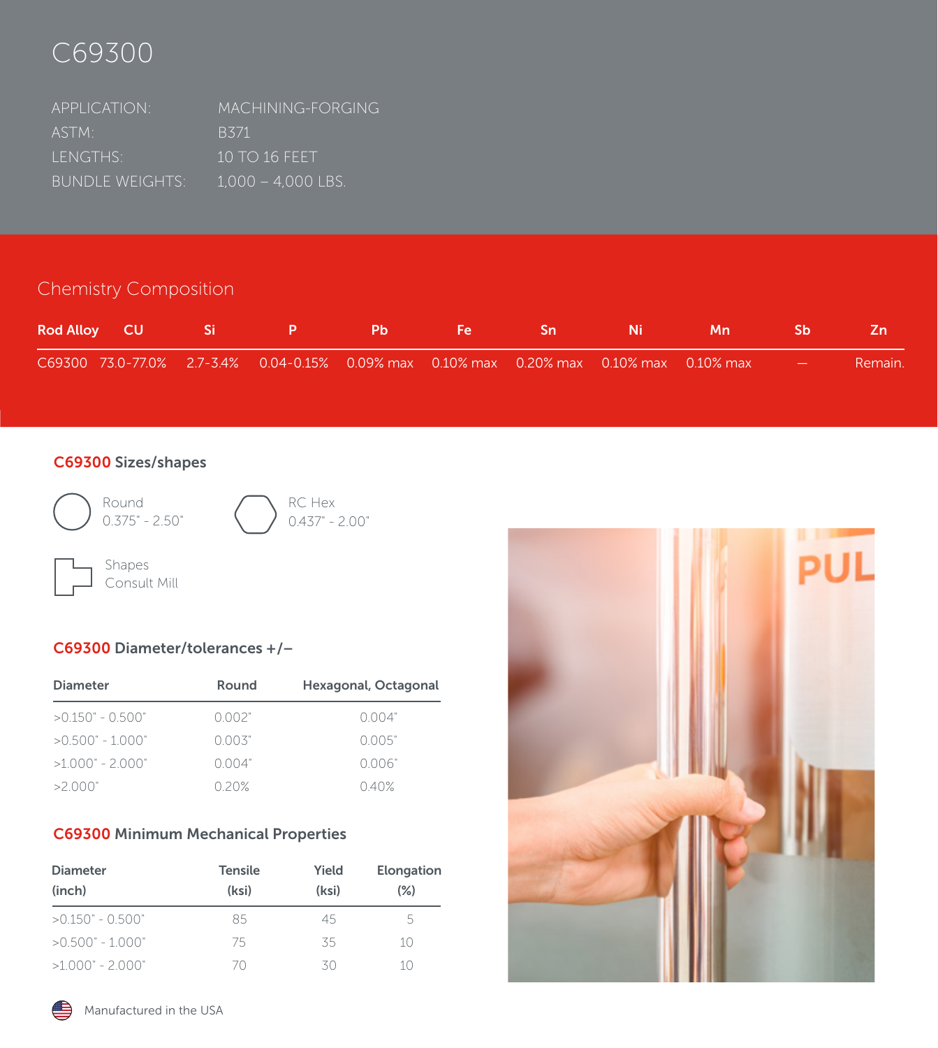# C69300

APPLICATION: MACHINING-FORGING
ASTM: B371
LENGTHS: 10 TO 16 FEET
BUNDLE WEIGHTS: 1,000 – 4,000 LBS.

## Chemistry Composition

| Rod Alloy | CU | Si | P | Pb | Fe | Sn | Ni | Mn | Sb | Zn |
|---|---|---|---|---|---|---|---|---|---|---|
| C69300 | 73.0-77.0% | 2.7-3.4% | 0.04-0.15% | 0.09% max | 0.10% max | 0.20% max | 0.10% max | 0.10% max | — | Remain. |

## C69300 Sizes/shapes

Round
0.375" - 2.50"

RC Hex
0.437" - 2.00"

Shapes
Consult Mill

## C69300 Diameter/tolerances +/–

| Diameter | Round | Hexagonal, Octagonal |
|---|---|---|
| >0.150" - 0.500" | 0.002" | 0.004" |
| >0.500" - 1.000" | 0.003" | 0.005" |
| >1.000" - 2.000" | 0.004" | 0.006" |
| >2.000" | 0.20% | 0.40% |

## C69300 Minimum Mechanical Properties

| Diameter (inch) | Tensile (ksi) | Yield (ksi) | Elongation (%) |
|---|---|---|---|
| >0.150" - 0.500" | 85 | 45 | 5 |
| >0.500" - 1.000" | 75 | 35 | 10 |
| >1.000" - 2.000" | 70 | 30 | 10 |

Manufactured in the USA